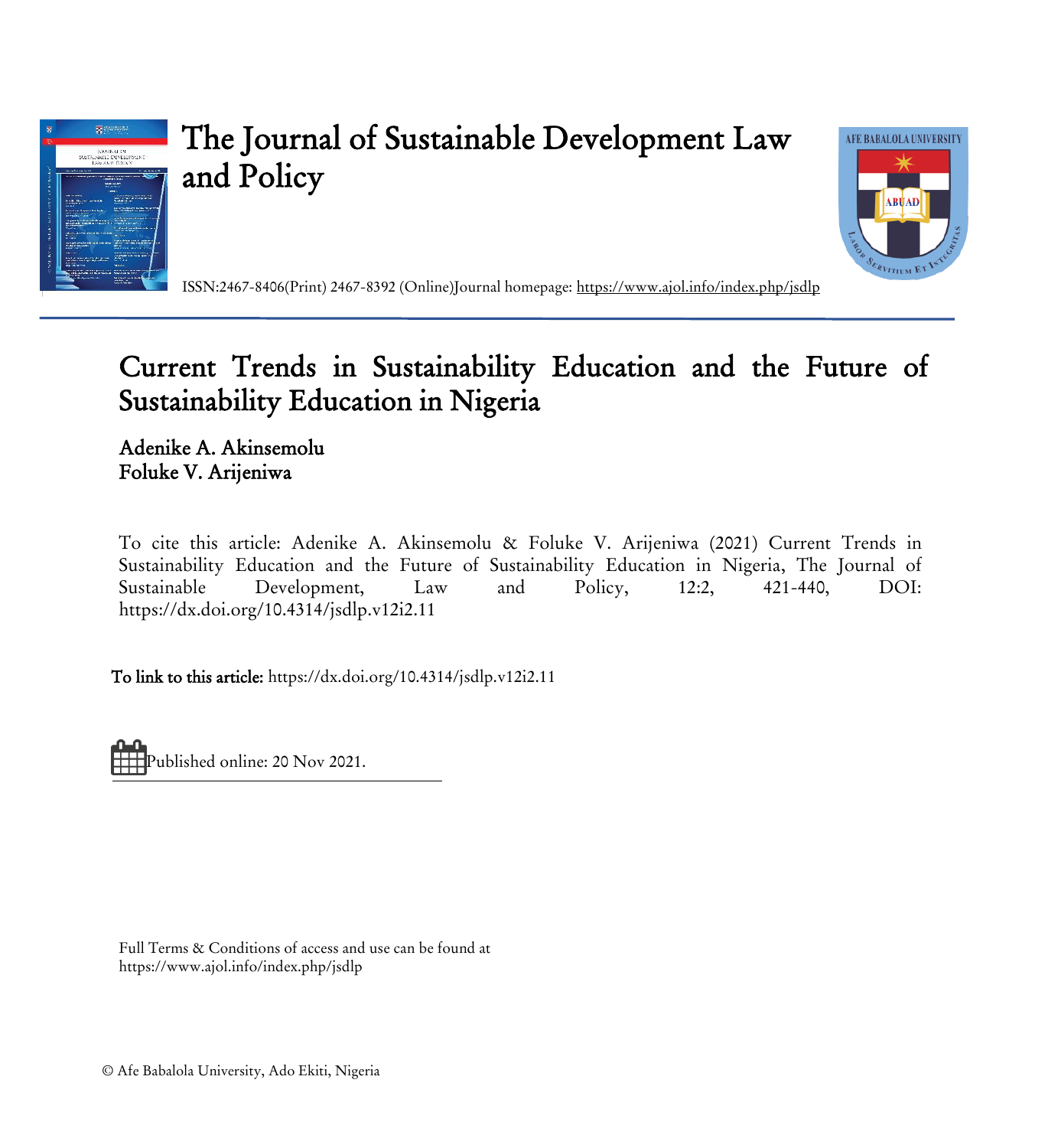# The Journal of Sustainable Development Law and Policy

ISSN:2467-8406(Print) 2467-8392 (Online)Journal homepage: https://www.ajol.info/index.php/jsdlp

## Current Trends in Sustainability Education and the Future of Sustainability Education in Nigeria

**Adenike A. Akinsemolu**
**Foluke V. Arijeniwa**

To cite this article: Adenike A. Akinsemolu & Foluke V. Arijeniwa (2021) Current Trends in Sustainability Education and the Future of Sustainability Education in Nigeria, The Journal of Sustainable Development, Law and Policy, 12:2, 421-440, DOI: https://dx.doi.org/10.4314/jsdlp.v12i2.11

To link to this article: https://dx.doi.org/10.4314/jsdlp.v12i2.11

Published online: 20 Nov 2021.

Full Terms & Conditions of access and use can be found at https://www.ajol.info/index.php/jsdlp

© Afe Babalola University, Ado Ekiti, Nigeria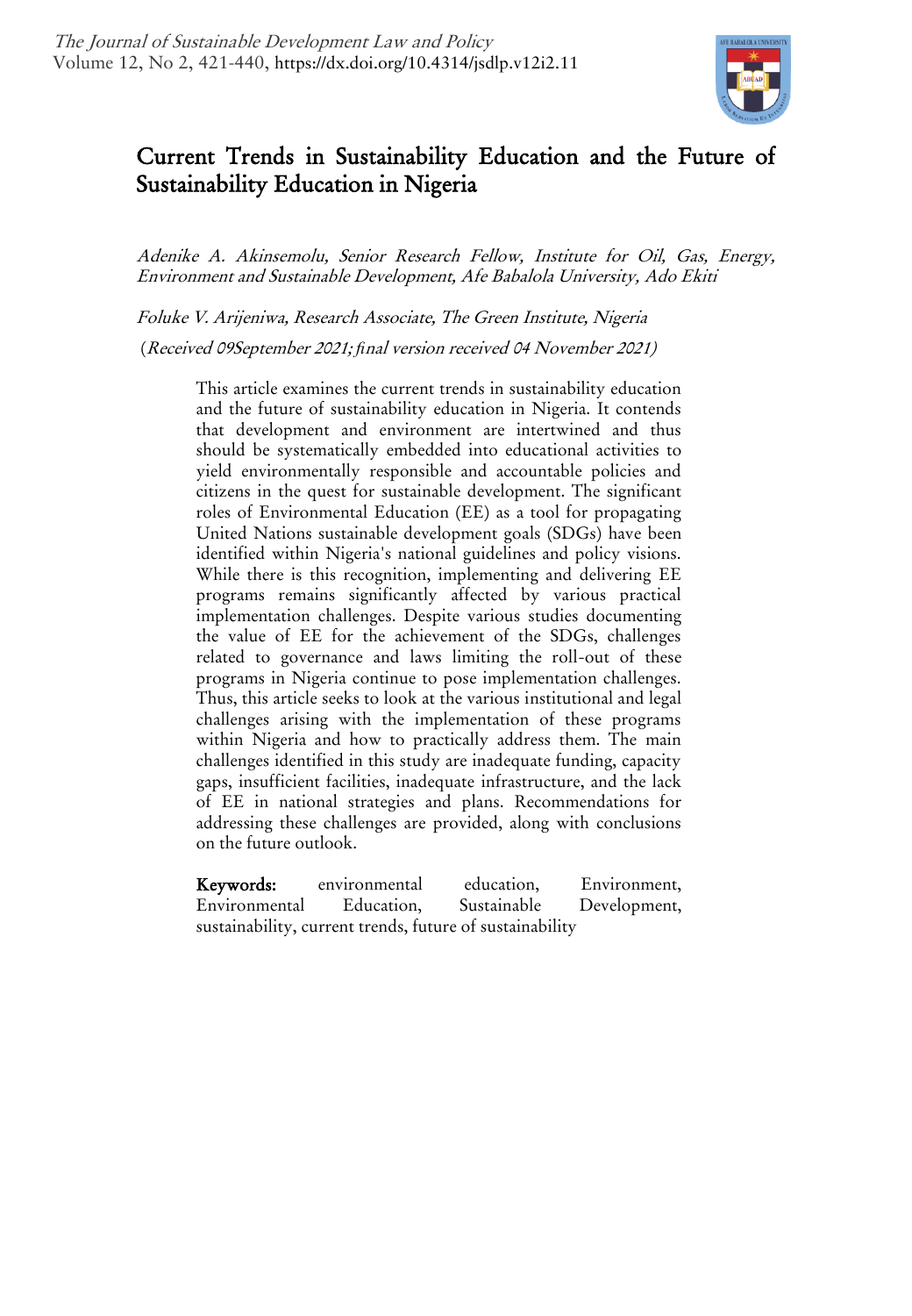# Current Trends in Sustainability Education and the Future of Sustainability Education in Nigeria

*Adenike A. Akinsemolu, Senior Research Fellow, Institute for Oil, Gas, Energy, Environment and Sustainable Development, Afe Babalola University, Ado Ekiti*

*Foluke V. Arijeniwa, Research Associate, The Green Institute, Nigeria*

(*Received 09September 2021; final version received 04 November 2021*)

This article examines the current trends in sustainability education and the future of sustainability education in Nigeria. It contends that development and environment are intertwined and thus should be systematically embedded into educational activities to yield environmentally responsible and accountable policies and citizens in the quest for sustainable development. The significant roles of Environmental Education (EE) as a tool for propagating United Nations sustainable development goals (SDGs) have been identified within Nigeria's national guidelines and policy visions. While there is this recognition, implementing and delivering EE programs remains significantly affected by various practical implementation challenges. Despite various studies documenting the value of EE for the achievement of the SDGs, challenges related to governance and laws limiting the roll-out of these programs in Nigeria continue to pose implementation challenges. Thus, this article seeks to look at the various institutional and legal challenges arising with the implementation of these programs within Nigeria and how to practically address them. The main challenges identified in this study are inadequate funding, capacity gaps, insufficient facilities, inadequate infrastructure, and the lack of EE in national strategies and plans. Recommendations for addressing these challenges are provided, along with conclusions on the future outlook.

**Keywords:** environmental education, Environment, Environmental Education, Sustainable Development, sustainability, current trends, future of sustainability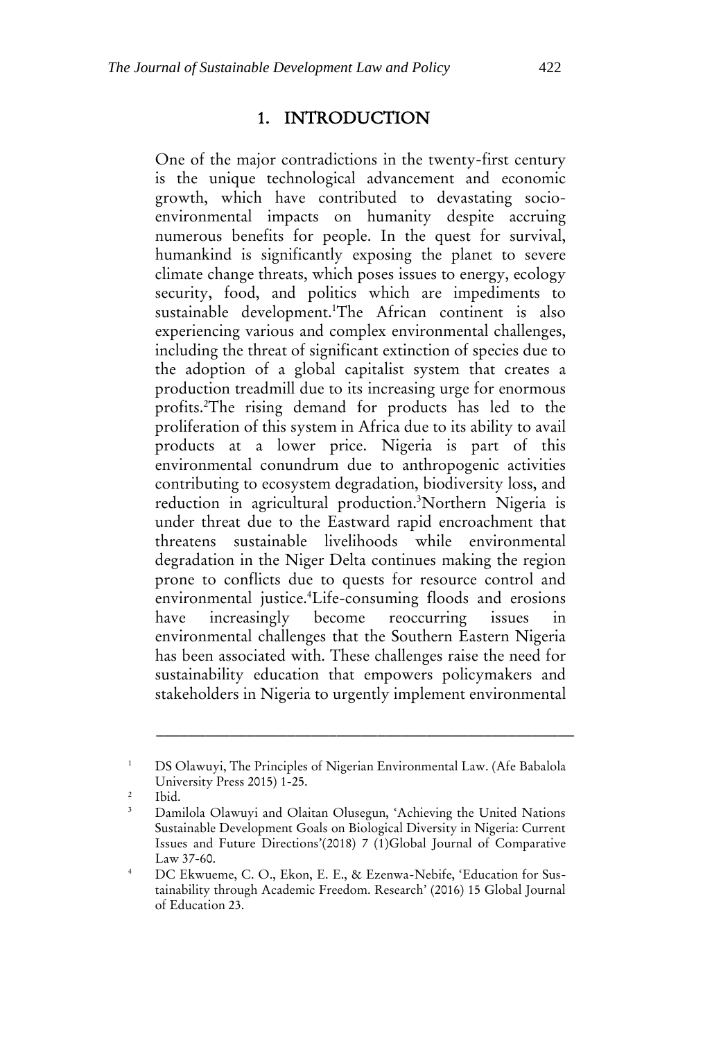## 1. INTRODUCTION

One of the major contradictions in the twenty-first century is the unique technological advancement and economic growth, which have contributed to devastating socio-environmental impacts on humanity despite accruing numerous benefits for people. In the quest for survival, humankind is significantly exposing the planet to severe climate change threats, which poses issues to energy, ecology security, food, and politics which are impediments to sustainable development.[1]The African continent is also experiencing various and complex environmental challenges, including the threat of significant extinction of species due to the adoption of a global capitalist system that creates a production treadmill due to its increasing urge for enormous profits.[2]The rising demand for products has led to the proliferation of this system in Africa due to its ability to avail products at a lower price. Nigeria is part of this environmental conundrum due to anthropogenic activities contributing to ecosystem degradation, biodiversity loss, and reduction in agricultural production.[3]Northern Nigeria is under threat due to the Eastward rapid encroachment that threatens sustainable livelihoods while environmental degradation in the Niger Delta continues making the region prone to conflicts due to quests for resource control and environmental justice.[4]Life-consuming floods and erosions have increasingly become reoccurring issues in environmental challenges that the Southern Eastern Nigeria has been associated with. These challenges raise the need for sustainability education that empowers policymakers and stakeholders in Nigeria to urgently implement environmental

---

[1] DS Olawuyi, The Principles of Nigerian Environmental Law. (Afe Babalola University Press 2015) 1-25.

[2] Ibid.

[3] Damilola Olawuyi and Olaitan Olusegun, 'Achieving the United Nations Sustainable Development Goals on Biological Diversity in Nigeria: Current Issues and Future Directions'(2018) 7 (1)Global Journal of Comparative Law 37-60.

[4] DC Ekwueme, C. O., Ekon, E. E., & Ezenwa-Nebife, 'Education for Sustainability through Academic Freedom. Research' (2016) 15 Global Journal of Education 23.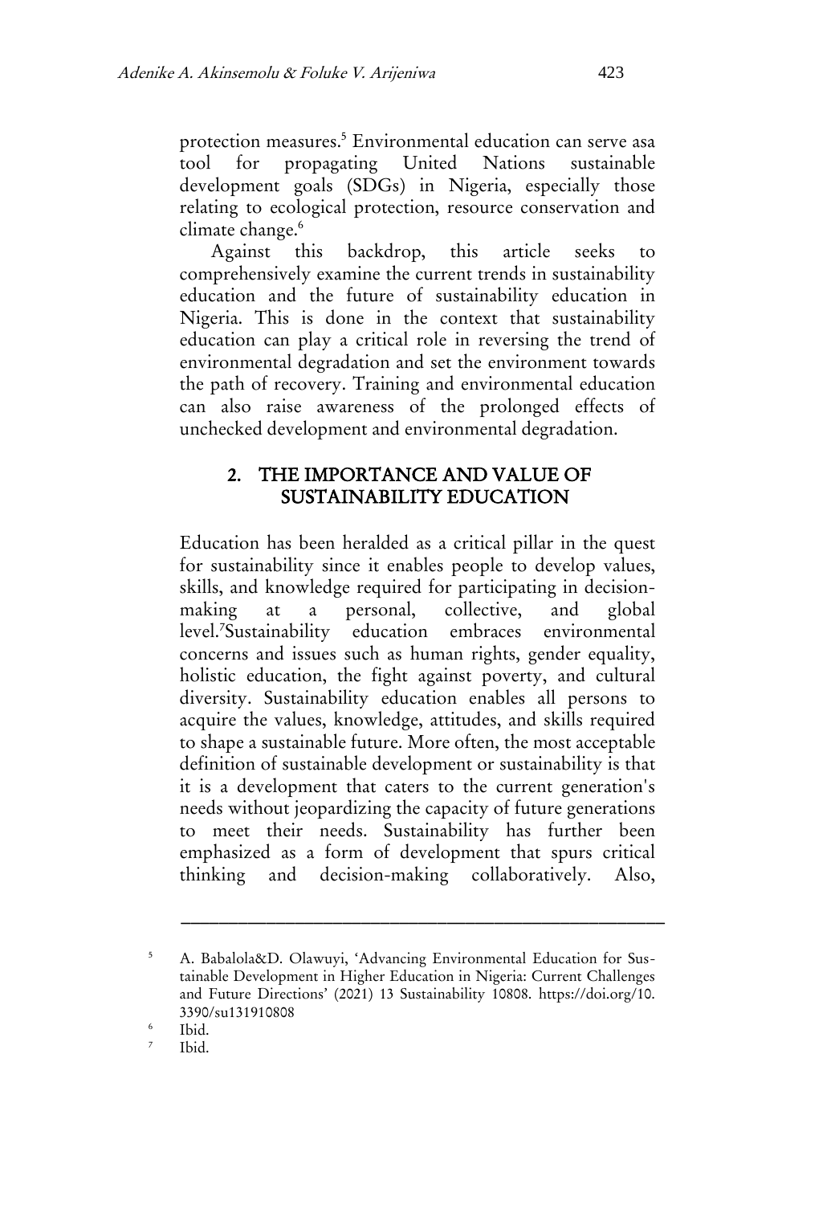protection measures.[5] Environmental education can serve asa tool for propagating United Nations sustainable development goals (SDGs) in Nigeria, especially those relating to ecological protection, resource conservation and climate change.[6]

Against this backdrop, this article seeks to comprehensively examine the current trends in sustainability education and the future of sustainability education in Nigeria. This is done in the context that sustainability education can play a critical role in reversing the trend of environmental degradation and set the environment towards the path of recovery. Training and environmental education can also raise awareness of the prolonged effects of unchecked development and environmental degradation.

## 2. THE IMPORTANCE AND VALUE OF SUSTAINABILITY EDUCATION

Education has been heralded as a critical pillar in the quest for sustainability since it enables people to develop values, skills, and knowledge required for participating in decision-making at a personal, collective, and global level.[7]Sustainability education embraces environmental concerns and issues such as human rights, gender equality, holistic education, the fight against poverty, and cultural diversity. Sustainability education enables all persons to acquire the values, knowledge, attitudes, and skills required to shape a sustainable future. More often, the most acceptable definition of sustainable development or sustainability is that it is a development that caters to the current generation's needs without jeopardizing the capacity of future generations to meet their needs. Sustainability has further been emphasized as a form of development that spurs critical thinking and decision-making collaboratively. Also,

---

[5] A. Babalola&D. Olawuyi, 'Advancing Environmental Education for Sustainable Development in Higher Education in Nigeria: Current Challenges and Future Directions' (2021) 13 Sustainability 10808. https://doi.org/10.3390/su131910808

[6] Ibid.

[7] Ibid.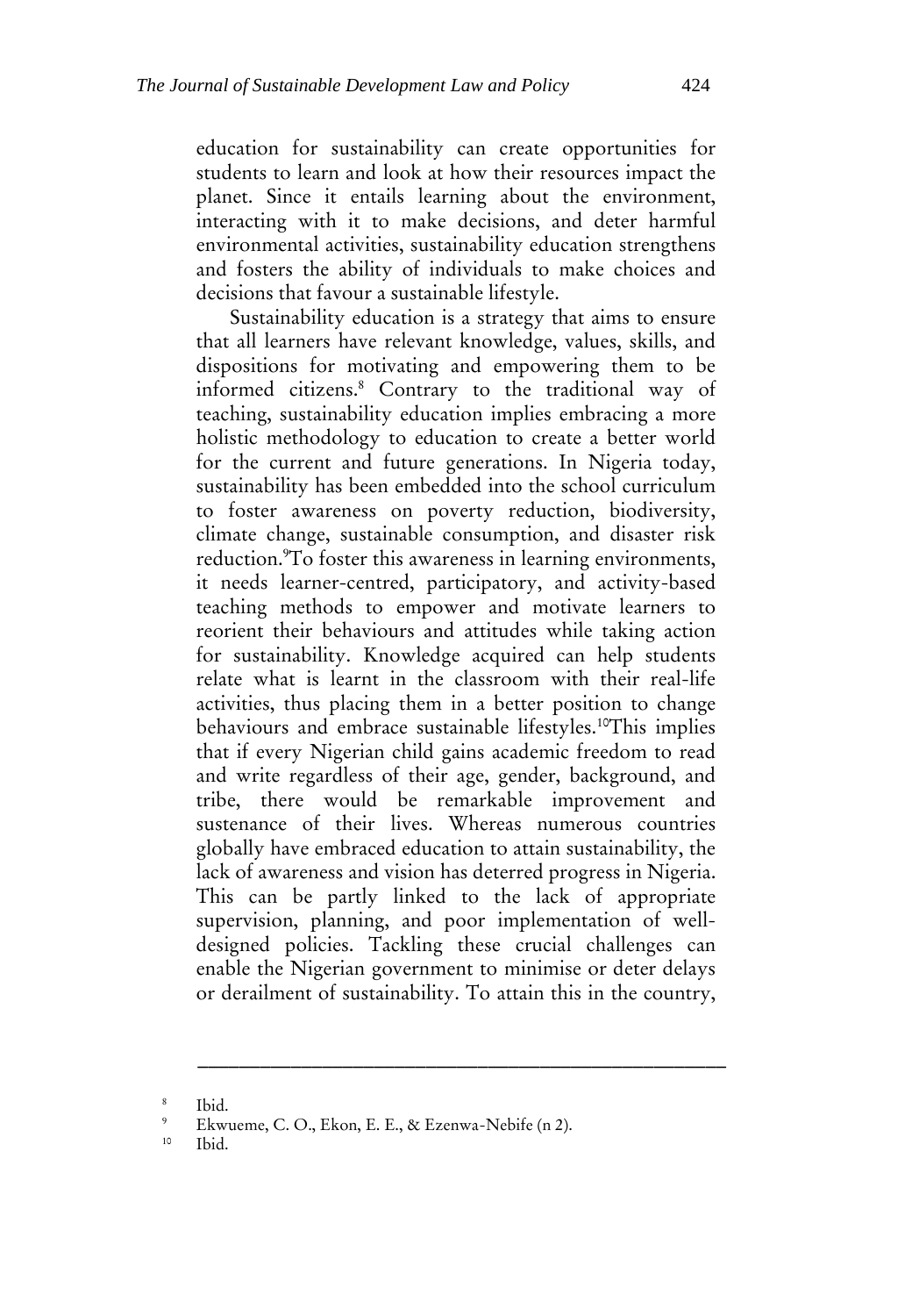education for sustainability can create opportunities for students to learn and look at how their resources impact the planet. Since it entails learning about the environment, interacting with it to make decisions, and deter harmful environmental activities, sustainability education strengthens and fosters the ability of individuals to make choices and decisions that favour a sustainable lifestyle.

Sustainability education is a strategy that aims to ensure that all learners have relevant knowledge, values, skills, and dispositions for motivating and empowering them to be informed citizens.[8] Contrary to the traditional way of teaching, sustainability education implies embracing a more holistic methodology to education to create a better world for the current and future generations. In Nigeria today, sustainability has been embedded into the school curriculum to foster awareness on poverty reduction, biodiversity, climate change, sustainable consumption, and disaster risk reduction.[9]To foster this awareness in learning environments, it needs learner-centred, participatory, and activity-based teaching methods to empower and motivate learners to reorient their behaviours and attitudes while taking action for sustainability. Knowledge acquired can help students relate what is learnt in the classroom with their real-life activities, thus placing them in a better position to change behaviours and embrace sustainable lifestyles.[10]This implies that if every Nigerian child gains academic freedom to read and write regardless of their age, gender, background, and tribe, there would be remarkable improvement and sustenance of their lives. Whereas numerous countries globally have embraced education to attain sustainability, the lack of awareness and vision has deterred progress in Nigeria. This can be partly linked to the lack of appropriate supervision, planning, and poor implementation of well-designed policies. Tackling these crucial challenges can enable the Nigerian government to minimise or deter delays or derailment of sustainability. To attain this in the country,

---

[8] Ibid.

[9] Ekwueme, C. O., Ekon, E. E., & Ezenwa-Nebife (n 2).

[10] Ibid.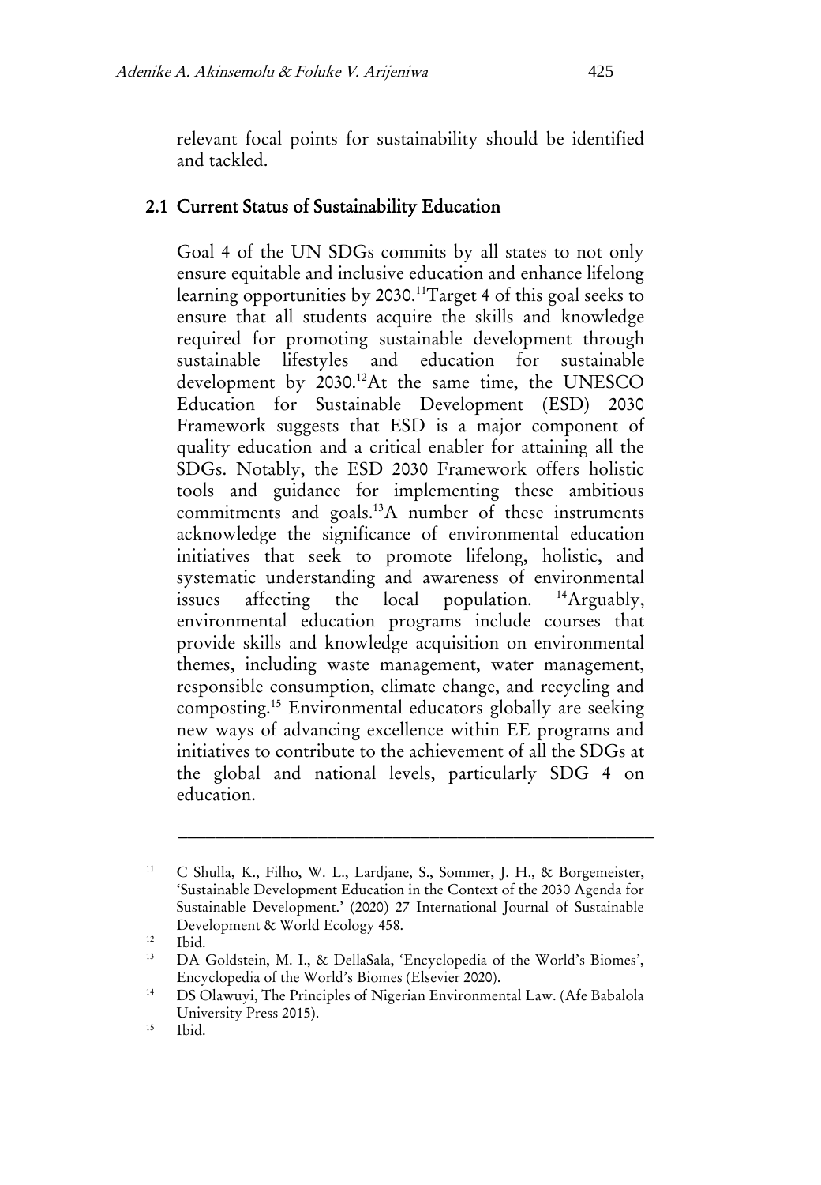relevant focal points for sustainability should be identified and tackled.

## 2.1 Current Status of Sustainability Education

Goal 4 of the UN SDGs commits by all states to not only ensure equitable and inclusive education and enhance lifelong learning opportunities by 2030.[11]Target 4 of this goal seeks to ensure that all students acquire the skills and knowledge required for promoting sustainable development through sustainable lifestyles and education for sustainable development by 2030.[12]At the same time, the UNESCO Education for Sustainable Development (ESD) 2030 Framework suggests that ESD is a major component of quality education and a critical enabler for attaining all the SDGs. Notably, the ESD 2030 Framework offers holistic tools and guidance for implementing these ambitious commitments and goals.[13]A number of these instruments acknowledge the significance of environmental education initiatives that seek to promote lifelong, holistic, and systematic understanding and awareness of environmental issues affecting the local population. [14]Arguably, environmental education programs include courses that provide skills and knowledge acquisition on environmental themes, including waste management, water management, responsible consumption, climate change, and recycling and composting.[15] Environmental educators globally are seeking new ways of advancing excellence within EE programs and initiatives to contribute to the achievement of all the SDGs at the global and national levels, particularly SDG 4 on education.

---

[11] C Shulla, K., Filho, W. L., Lardjane, S., Sommer, J. H., & Borgemeister, 'Sustainable Development Education in the Context of the 2030 Agenda for Sustainable Development.' (2020) 27 International Journal of Sustainable Development & World Ecology 458.

[12] Ibid.

[13] DA Goldstein, M. I., & DellaSala, 'Encyclopedia of the World's Biomes', Encyclopedia of the World's Biomes (Elsevier 2020).

[14] DS Olawuyi, The Principles of Nigerian Environmental Law. (Afe Babalola University Press 2015).

[15] Ibid.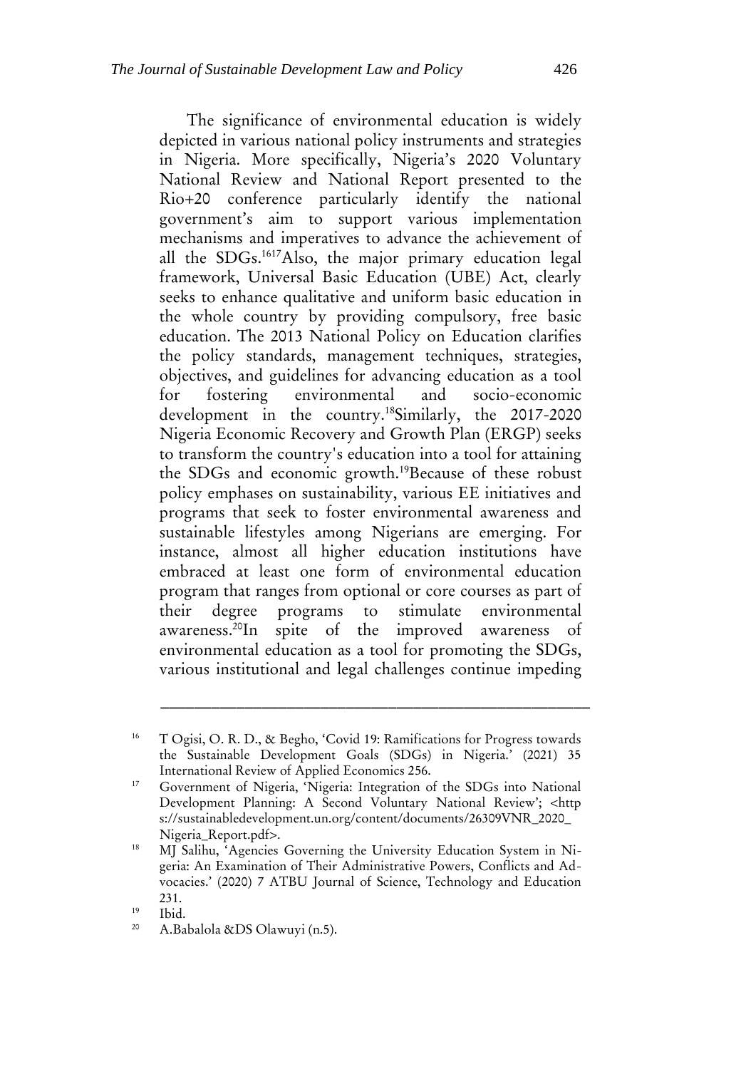The significance of environmental education is widely depicted in various national policy instruments and strategies in Nigeria. More specifically, Nigeria's 2020 Voluntary National Review and National Report presented to the Rio+20 conference particularly identify the national government's aim to support various implementation mechanisms and imperatives to advance the achievement of all the SDGs.[16][17] Also, the major primary education legal framework, Universal Basic Education (UBE) Act, clearly seeks to enhance qualitative and uniform basic education in the whole country by providing compulsory, free basic education. The 2013 National Policy on Education clarifies the policy standards, management techniques, strategies, objectives, and guidelines for advancing education as a tool for fostering environmental and socio-economic development in the country.[18] Similarly, the 2017-2020 Nigeria Economic Recovery and Growth Plan (ERGP) seeks to transform the country's education into a tool for attaining the SDGs and economic growth.[19] Because of these robust policy emphases on sustainability, various EE initiatives and programs that seek to foster environmental awareness and sustainable lifestyles among Nigerians are emerging. For instance, almost all higher education institutions have embraced at least one form of environmental education program that ranges from optional or core courses as part of their degree programs to stimulate environmental awareness.[20] In spite of the improved awareness of environmental education as a tool for promoting the SDGs, various institutional and legal challenges continue impeding

---

[16] T Ogisi, O. R. D., & Begho, 'Covid 19: Ramifications for Progress towards the Sustainable Development Goals (SDGs) in Nigeria.' (2021) 35 International Review of Applied Economics 256.

[17] Government of Nigeria, 'Nigeria: Integration of the SDGs into National Development Planning: A Second Voluntary National Review'; <https://sustainabledevelopment.un.org/content/documents/26309VNR_2020_Nigeria_Report.pdf>.

[18] MJ Salihu, 'Agencies Governing the University Education System in Nigeria: An Examination of Their Administrative Powers, Conflicts and Advocacies.' (2020) 7 ATBU Journal of Science, Technology and Education 231.

[19] Ibid.

[20] A.Babalola &DS Olawuyi (n.5).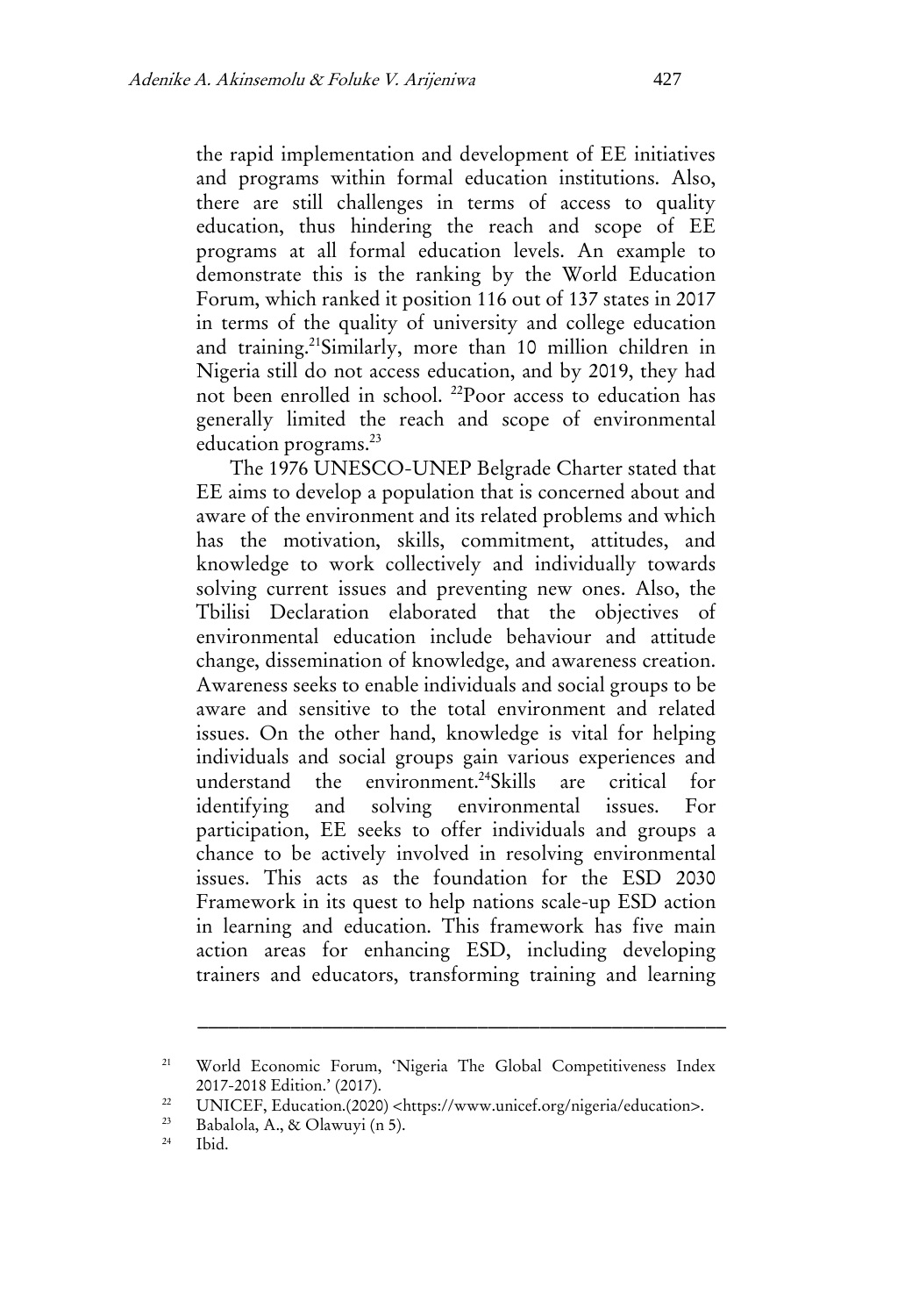the rapid implementation and development of EE initiatives and programs within formal education institutions. Also, there are still challenges in terms of access to quality education, thus hindering the reach and scope of EE programs at all formal education levels. An example to demonstrate this is the ranking by the World Education Forum, which ranked it position 116 out of 137 states in 2017 in terms of the quality of university and college education and training.[21]Similarly, more than 10 million children in Nigeria still do not access education, and by 2019, they had not been enrolled in school. [22]Poor access to education has generally limited the reach and scope of environmental education programs.[23]

The 1976 UNESCO-UNEP Belgrade Charter stated that EE aims to develop a population that is concerned about and aware of the environment and its related problems and which has the motivation, skills, commitment, attitudes, and knowledge to work collectively and individually towards solving current issues and preventing new ones. Also, the Tbilisi Declaration elaborated that the objectives of environmental education include behaviour and attitude change, dissemination of knowledge, and awareness creation. Awareness seeks to enable individuals and social groups to be aware and sensitive to the total environment and related issues. On the other hand, knowledge is vital for helping individuals and social groups gain various experiences and understand the environment.[24]Skills are critical for identifying and solving environmental issues. For participation, EE seeks to offer individuals and groups a chance to be actively involved in resolving environmental issues. This acts as the foundation for the ESD 2030 Framework in its quest to help nations scale-up ESD action in learning and education. This framework has five main action areas for enhancing ESD, including developing trainers and educators, transforming training and learning

---

[21] World Economic Forum, 'Nigeria The Global Competitiveness Index 2017-2018 Edition.' (2017).

[22] UNICEF, Education.(2020) <https://www.unicef.org/nigeria/education>.

[23] Babalola, A., & Olawuyi (n 5).

[24] Ibid.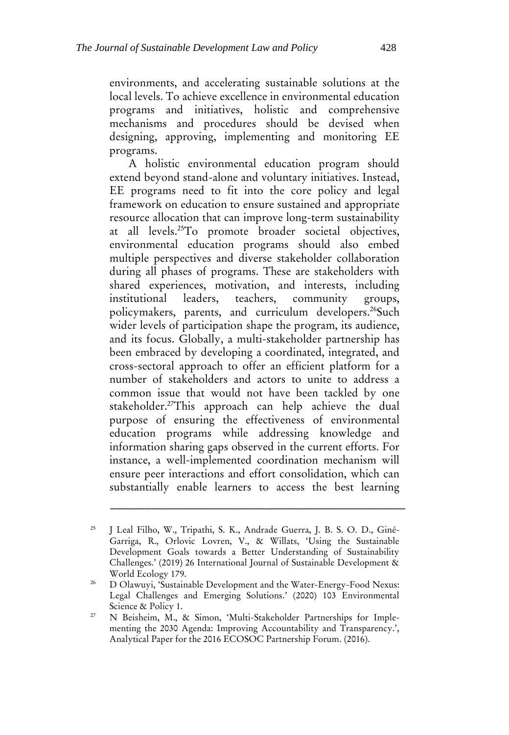environments, and accelerating sustainable solutions at the local levels. To achieve excellence in environmental education programs and initiatives, holistic and comprehensive mechanisms and procedures should be devised when designing, approving, implementing and monitoring EE programs.

A holistic environmental education program should extend beyond stand-alone and voluntary initiatives. Instead, EE programs need to fit into the core policy and legal framework on education to ensure sustained and appropriate resource allocation that can improve long-term sustainability at all levels.[25]To promote broader societal objectives, environmental education programs should also embed multiple perspectives and diverse stakeholder collaboration during all phases of programs. These are stakeholders with shared experiences, motivation, and interests, including institutional leaders, teachers, community groups, policymakers, parents, and curriculum developers.[26]Such wider levels of participation shape the program, its audience, and its focus. Globally, a multi-stakeholder partnership has been embraced by developing a coordinated, integrated, and cross-sectoral approach to offer an efficient platform for a number of stakeholders and actors to unite to address a common issue that would not have been tackled by one stakeholder.[27]This approach can help achieve the dual purpose of ensuring the effectiveness of environmental education programs while addressing knowledge and information sharing gaps observed in the current efforts. For instance, a well-implemented coordination mechanism will ensure peer interactions and effort consolidation, which can substantially enable learners to access the best learning

---

[25] J Leal Filho, W., Tripathi, S. K., Andrade Guerra, J. B. S. O. D., Giné-Garriga, R., Orlovic Lovren, V., & Willats, 'Using the Sustainable Development Goals towards a Better Understanding of Sustainability Challenges.' (2019) 26 International Journal of Sustainable Development & World Ecology 179.

[26] D Olawuyi, 'Sustainable Development and the Water-Energy-Food Nexus: Legal Challenges and Emerging Solutions.' (2020) 103 Environmental Science & Policy 1.

[27] N Beisheim, M., & Simon, 'Multi-Stakeholder Partnerships for Implementing the 2030 Agenda: Improving Accountability and Transparency.', Analytical Paper for the 2016 ECOSOC Partnership Forum. (2016).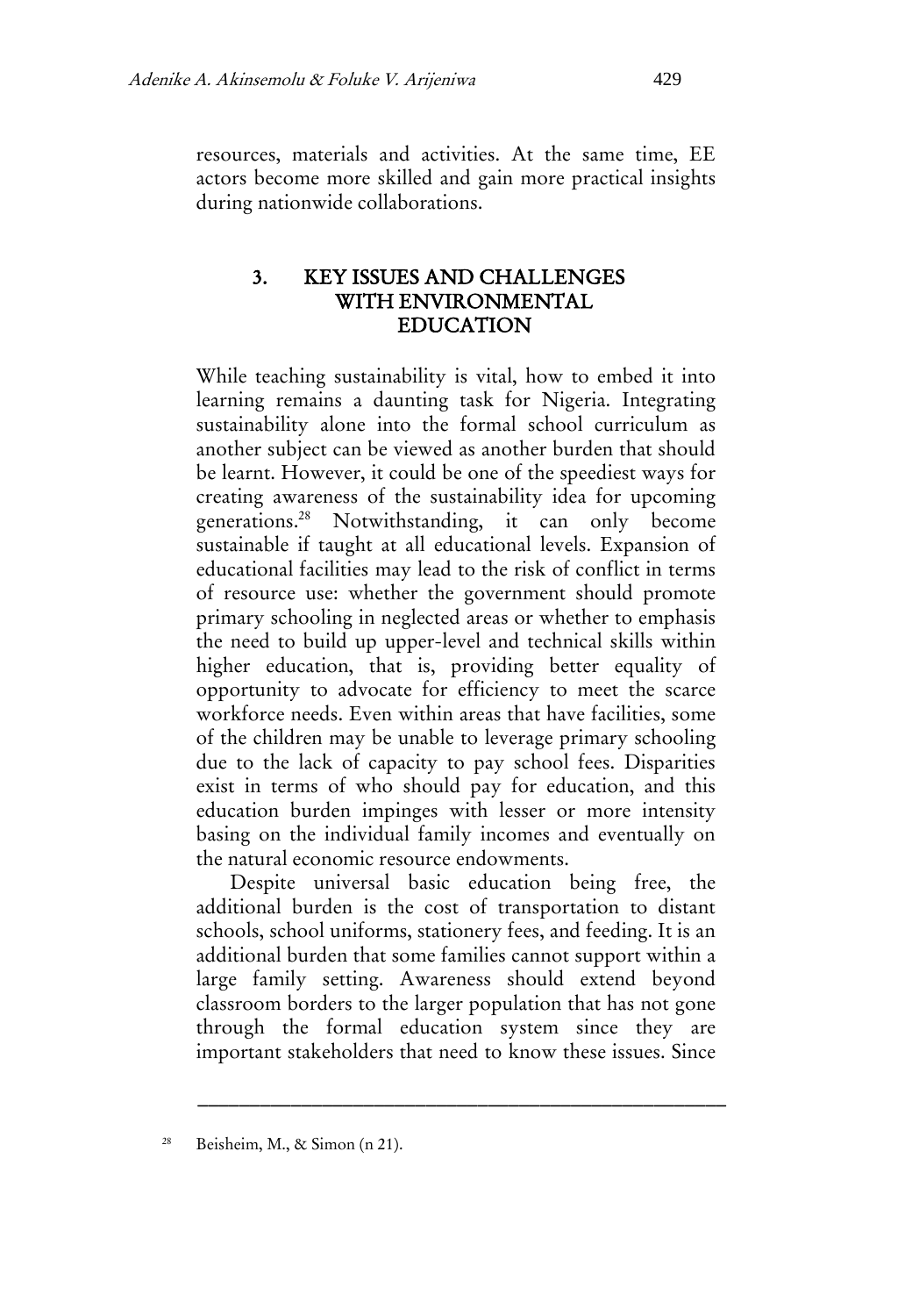resources, materials and activities. At the same time, EE actors become more skilled and gain more practical insights during nationwide collaborations.

## 3. KEY ISSUES AND CHALLENGES WITH ENVIRONMENTAL EDUCATION

While teaching sustainability is vital, how to embed it into learning remains a daunting task for Nigeria. Integrating sustainability alone into the formal school curriculum as another subject can be viewed as another burden that should be learnt. However, it could be one of the speediest ways for creating awareness of the sustainability idea for upcoming generations.[28] Notwithstanding, it can only become sustainable if taught at all educational levels. Expansion of educational facilities may lead to the risk of conflict in terms of resource use: whether the government should promote primary schooling in neglected areas or whether to emphasis the need to build up upper-level and technical skills within higher education, that is, providing better equality of opportunity to advocate for efficiency to meet the scarce workforce needs. Even within areas that have facilities, some of the children may be unable to leverage primary schooling due to the lack of capacity to pay school fees. Disparities exist in terms of who should pay for education, and this education burden impinges with lesser or more intensity basing on the individual family incomes and eventually on the natural economic resource endowments.

Despite universal basic education being free, the additional burden is the cost of transportation to distant schools, school uniforms, stationery fees, and feeding. It is an additional burden that some families cannot support within a large family setting. Awareness should extend beyond classroom borders to the larger population that has not gone through the formal education system since they are important stakeholders that need to know these issues. Since

---

[28] Beisheim, M., & Simon (n 21).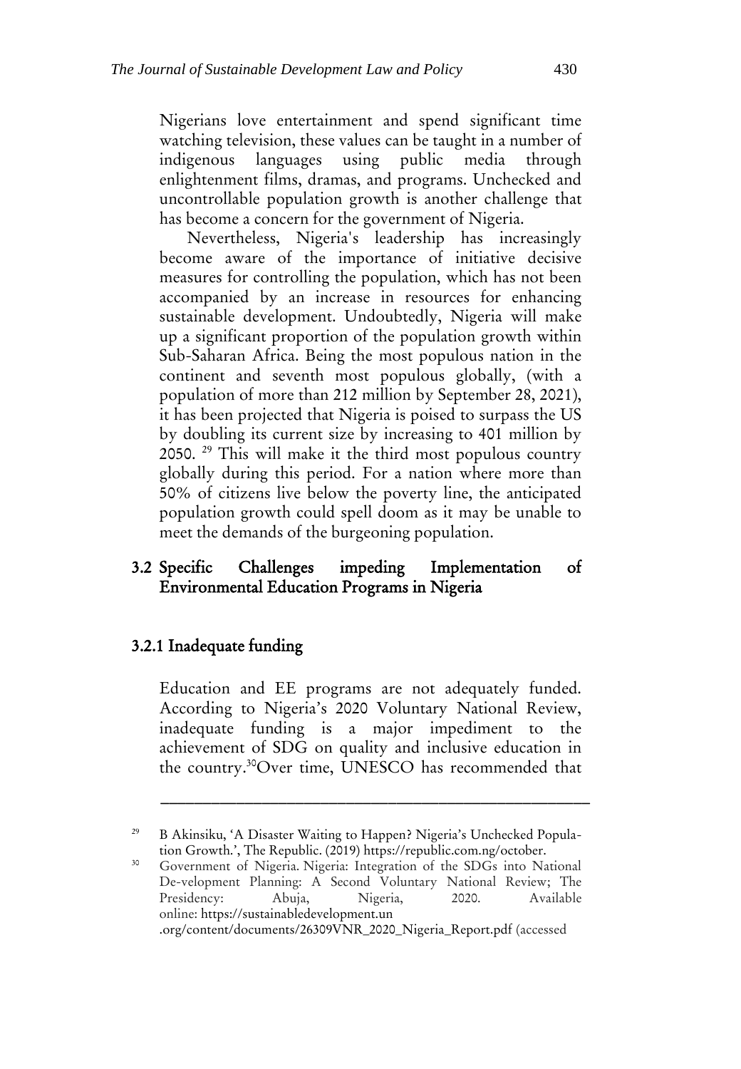Nigerians love entertainment and spend significant time watching television, these values can be taught in a number of indigenous languages using public media through enlightenment films, dramas, and programs. Unchecked and uncontrollable population growth is another challenge that has become a concern for the government of Nigeria.

Nevertheless, Nigeria's leadership has increasingly become aware of the importance of initiative decisive measures for controlling the population, which has not been accompanied by an increase in resources for enhancing sustainable development. Undoubtedly, Nigeria will make up a significant proportion of the population growth within Sub-Saharan Africa. Being the most populous nation in the continent and seventh most populous globally, (with a population of more than 212 million by September 28, 2021), it has been projected that Nigeria is poised to surpass the US by doubling its current size by increasing to 401 million by 2050. [29] This will make it the third most populous country globally during this period. For a nation where more than 50% of citizens live below the poverty line, the anticipated population growth could spell doom as it may be unable to meet the demands of the burgeoning population.

## 3.2 Specific Challenges impeding Implementation of Environmental Education Programs in Nigeria

### 3.2.1 Inadequate funding

Education and EE programs are not adequately funded. According to Nigeria's 2020 Voluntary National Review, inadequate funding is a major impediment to the achievement of SDG on quality and inclusive education in the country.[30] Over time, UNESCO has recommended that

---

[29] B Akinsiku, 'A Disaster Waiting to Happen? Nigeria's Unchecked Population Growth.', The Republic. (2019) https://republic.com.ng/october.

[30] Government of Nigeria. Nigeria: Integration of the SDGs into National De-velopment Planning: A Second Voluntary National Review; The Presidency: Abuja, Nigeria, 2020. Available online: https://sustainabledevelopment.un .org/content/documents/26309VNR_2020_Nigeria_Report.pdf (accessed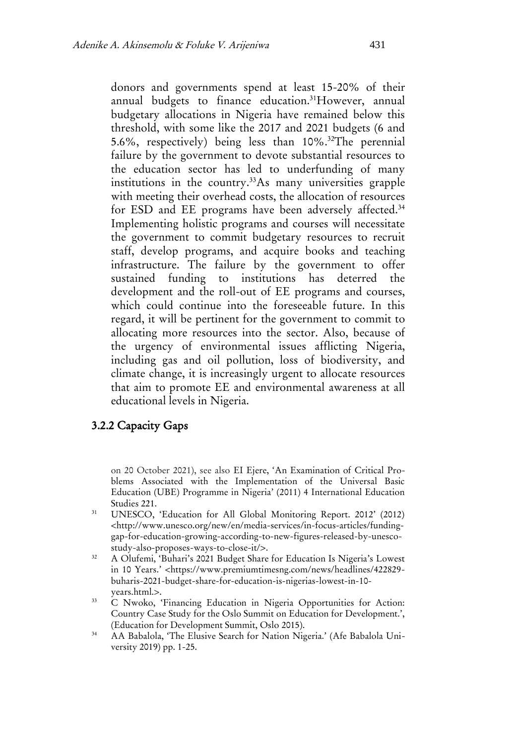donors and governments spend at least 15-20% of their annual budgets to finance education.[31] However, annual budgetary allocations in Nigeria have remained below this threshold, with some like the 2017 and 2021 budgets (6 and 5.6%, respectively) being less than 10%.[32] The perennial failure by the government to devote substantial resources to the education sector has led to underfunding of many institutions in the country.[33] As many universities grapple with meeting their overhead costs, the allocation of resources for ESD and EE programs have been adversely affected.[34] Implementing holistic programs and courses will necessitate the government to commit budgetary resources to recruit staff, develop programs, and acquire books and teaching infrastructure. The failure by the government to offer sustained funding to institutions has deterred the development and the roll-out of EE programs and courses, which could continue into the foreseeable future. In this regard, it will be pertinent for the government to commit to allocating more resources into the sector. Also, because of the urgency of environmental issues afflicting Nigeria, including gas and oil pollution, loss of biodiversity, and climate change, it is increasingly urgent to allocate resources that aim to promote EE and environmental awareness at all educational levels in Nigeria.

### 3.2.2 Capacity Gaps

on 20 October 2021), see also EI Ejere, 'An Examination of Critical Problems Associated with the Implementation of the Universal Basic Education (UBE) Programme in Nigeria' (2011) 4 International Education Studies 221.

[31] UNESCO, 'Education for All Global Monitoring Report. 2012' (2012) <http://www.unesco.org/new/en/media-services/in-focus-articles/funding-gap-for-education-growing-according-to-new-figures-released-by-unesco-study-also-proposes-ways-to-close-it/>.

[32] A Olufemi, 'Buhari's 2021 Budget Share for Education Is Nigeria's Lowest in 10 Years.' <https://www.premiumtimesng.com/news/headlines/422829-buharis-2021-budget-share-for-education-is-nigerias-lowest-in-10-years.html.>.

[33] C Nwoko, 'Financing Education in Nigeria Opportunities for Action: Country Case Study for the Oslo Summit on Education for Development.', (Education for Development Summit, Oslo 2015).

[34] AA Babalola, 'The Elusive Search for Nation Nigeria.' (Afe Babalola University 2019) pp. 1-25.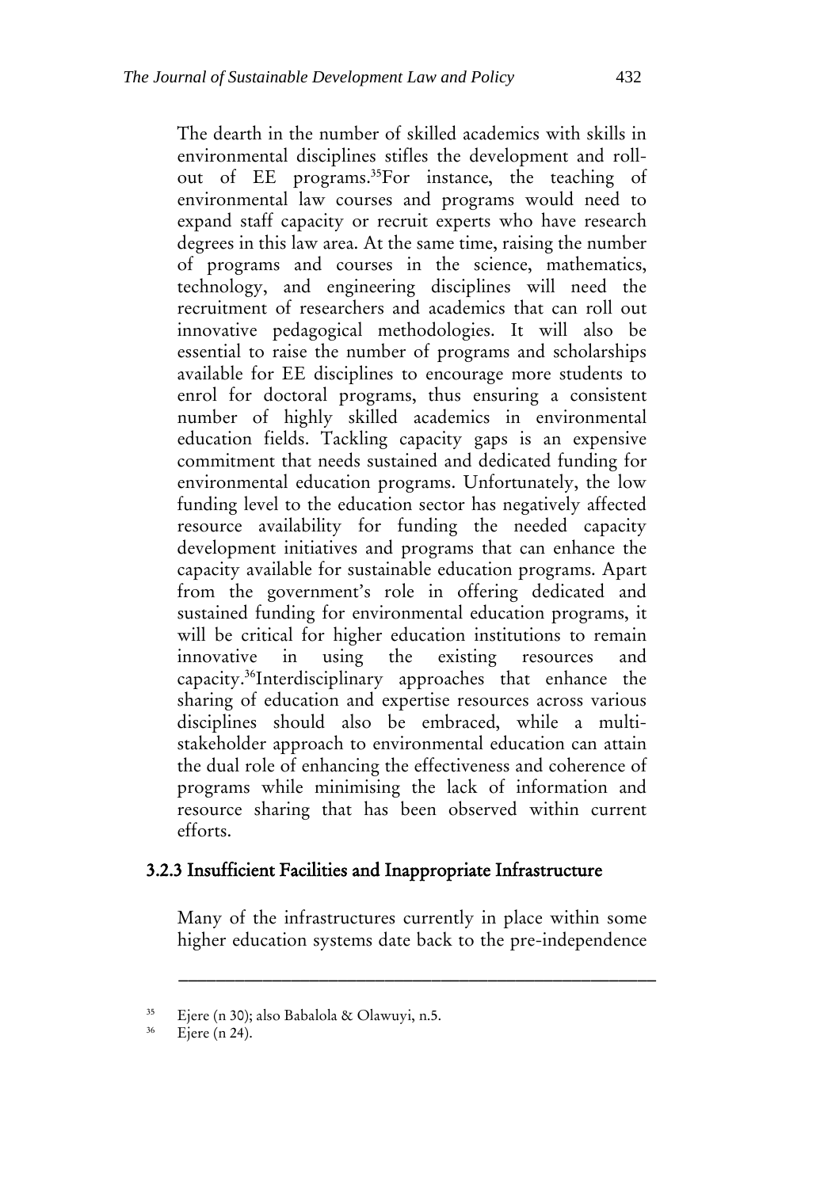The dearth in the number of skilled academics with skills in environmental disciplines stifles the development and roll-out of EE programs.[35] For instance, the teaching of environmental law courses and programs would need to expand staff capacity or recruit experts who have research degrees in this law area. At the same time, raising the number of programs and courses in the science, mathematics, technology, and engineering disciplines will need the recruitment of researchers and academics that can roll out innovative pedagogical methodologies. It will also be essential to raise the number of programs and scholarships available for EE disciplines to encourage more students to enrol for doctoral programs, thus ensuring a consistent number of highly skilled academics in environmental education fields. Tackling capacity gaps is an expensive commitment that needs sustained and dedicated funding for environmental education programs. Unfortunately, the low funding level to the education sector has negatively affected resource availability for funding the needed capacity development initiatives and programs that can enhance the capacity available for sustainable education programs. Apart from the government's role in offering dedicated and sustained funding for environmental education programs, it will be critical for higher education institutions to remain innovative in using the existing resources and capacity.[36] Interdisciplinary approaches that enhance the sharing of education and expertise resources across various disciplines should also be embraced, while a multi-stakeholder approach to environmental education can attain the dual role of enhancing the effectiveness and coherence of programs while minimising the lack of information and resource sharing that has been observed within current efforts.

### 3.2.3 Insufficient Facilities and Inappropriate Infrastructure

Many of the infrastructures currently in place within some higher education systems date back to the pre-independence

---

[35] Ejere (n 30); also Babalola & Olawuyi, n.5.

[36] Ejere (n 24).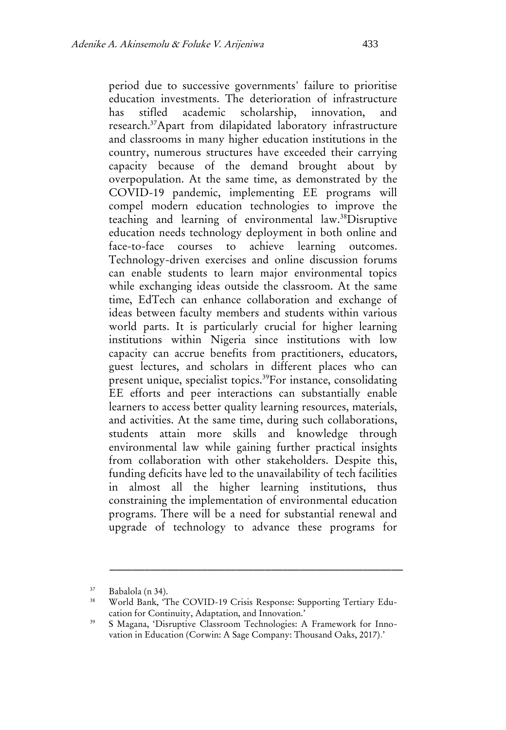period due to successive governments' failure to prioritise education investments. The deterioration of infrastructure has stifled academic scholarship, innovation, and research.[37]Apart from dilapidated laboratory infrastructure and classrooms in many higher education institutions in the country, numerous structures have exceeded their carrying capacity because of the demand brought about by overpopulation. At the same time, as demonstrated by the COVID-19 pandemic, implementing EE programs will compel modern education technologies to improve the teaching and learning of environmental law.[38]Disruptive education needs technology deployment in both online and face-to-face courses to achieve learning outcomes. Technology-driven exercises and online discussion forums can enable students to learn major environmental topics while exchanging ideas outside the classroom. At the same time, EdTech can enhance collaboration and exchange of ideas between faculty members and students within various world parts. It is particularly crucial for higher learning institutions within Nigeria since institutions with low capacity can accrue benefits from practitioners, educators, guest lectures, and scholars in different places who can present unique, specialist topics.[39]For instance, consolidating EE efforts and peer interactions can substantially enable learners to access better quality learning resources, materials, and activities. At the same time, during such collaborations, students attain more skills and knowledge through environmental law while gaining further practical insights from collaboration with other stakeholders. Despite this, funding deficits have led to the unavailability of tech facilities in almost all the higher learning institutions, thus constraining the implementation of environmental education programs. There will be a need for substantial renewal and upgrade of technology to advance these programs for

---

[37] Babalola (n 34).

[38] World Bank, 'The COVID-19 Crisis Response: Supporting Tertiary Education for Continuity, Adaptation, and Innovation.'

[39] S Magana, 'Disruptive Classroom Technologies: A Framework for Innovation in Education (Corwin: A Sage Company: Thousand Oaks, 2017).'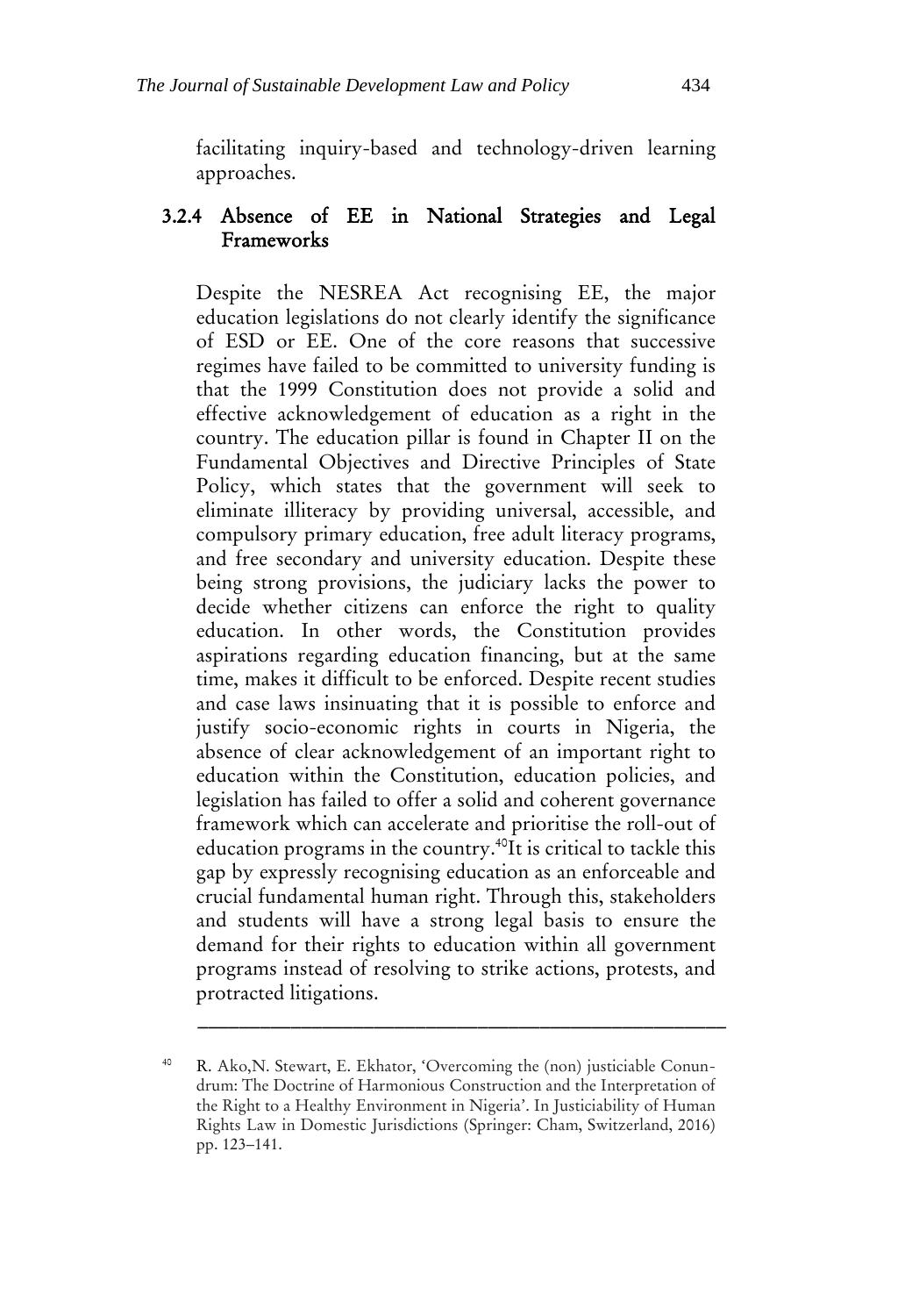facilitating inquiry-based and technology-driven learning approaches.

#### 3.2.4 Absence of EE in National Strategies and Legal Frameworks

Despite the NESREA Act recognising EE, the major education legislations do not clearly identify the significance of ESD or EE. One of the core reasons that successive regimes have failed to be committed to university funding is that the 1999 Constitution does not provide a solid and effective acknowledgement of education as a right in the country. The education pillar is found in Chapter II on the Fundamental Objectives and Directive Principles of State Policy, which states that the government will seek to eliminate illiteracy by providing universal, accessible, and compulsory primary education, free adult literacy programs, and free secondary and university education. Despite these being strong provisions, the judiciary lacks the power to decide whether citizens can enforce the right to quality education. In other words, the Constitution provides aspirations regarding education financing, but at the same time, makes it difficult to be enforced. Despite recent studies and case laws insinuating that it is possible to enforce and justify socio-economic rights in courts in Nigeria, the absence of clear acknowledgement of an important right to education within the Constitution, education policies, and legislation has failed to offer a solid and coherent governance framework which can accelerate and prioritise the roll-out of education programs in the country.[40]It is critical to tackle this gap by expressly recognising education as an enforceable and crucial fundamental human right. Through this, stakeholders and students will have a strong legal basis to ensure the demand for their rights to education within all government programs instead of resolving to strike actions, protests, and protracted litigations.

---

[40] R. Ako,N. Stewart, E. Ekhator, 'Overcoming the (non) justiciable Conundrum: The Doctrine of Harmonious Construction and the Interpretation of the Right to a Healthy Environment in Nigeria'. In Justiciability of Human Rights Law in Domestic Jurisdictions (Springer: Cham, Switzerland, 2016) pp. 123–141.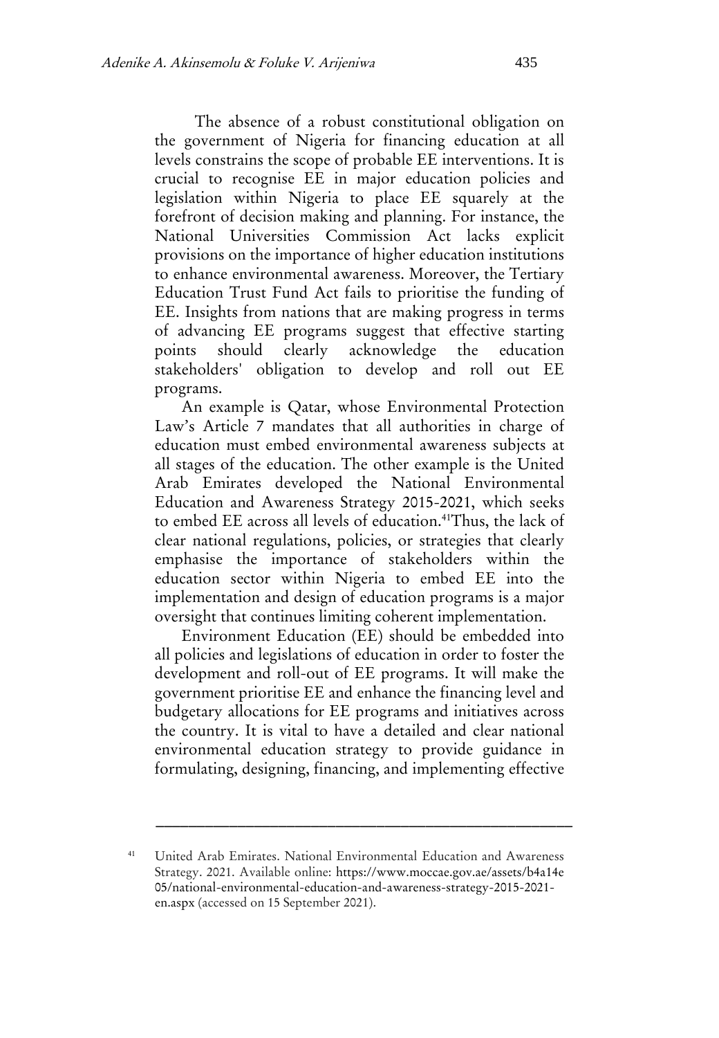The absence of a robust constitutional obligation on the government of Nigeria for financing education at all levels constrains the scope of probable EE interventions. It is crucial to recognise EE in major education policies and legislation within Nigeria to place EE squarely at the forefront of decision making and planning. For instance, the National Universities Commission Act lacks explicit provisions on the importance of higher education institutions to enhance environmental awareness. Moreover, the Tertiary Education Trust Fund Act fails to prioritise the funding of EE. Insights from nations that are making progress in terms of advancing EE programs suggest that effective starting points should clearly acknowledge the education stakeholders' obligation to develop and roll out EE programs.

An example is Qatar, whose Environmental Protection Law's Article 7 mandates that all authorities in charge of education must embed environmental awareness subjects at all stages of the education. The other example is the United Arab Emirates developed the National Environmental Education and Awareness Strategy 2015-2021, which seeks to embed EE across all levels of education.[41]Thus, the lack of clear national regulations, policies, or strategies that clearly emphasise the importance of stakeholders within the education sector within Nigeria to embed EE into the implementation and design of education programs is a major oversight that continues limiting coherent implementation.

Environment Education (EE) should be embedded into all policies and legislations of education in order to foster the development and roll-out of EE programs. It will make the government prioritise EE and enhance the financing level and budgetary allocations for EE programs and initiatives across the country. It is vital to have a detailed and clear national environmental education strategy to provide guidance in formulating, designing, financing, and implementing effective

---

[41] United Arab Emirates. National Environmental Education and Awareness Strategy. 2021. Available online: https://www.moccae.gov.ae/assets/b4a14e05/national-environmental-education-and-awareness-strategy-2015-2021-en.aspx (accessed on 15 September 2021).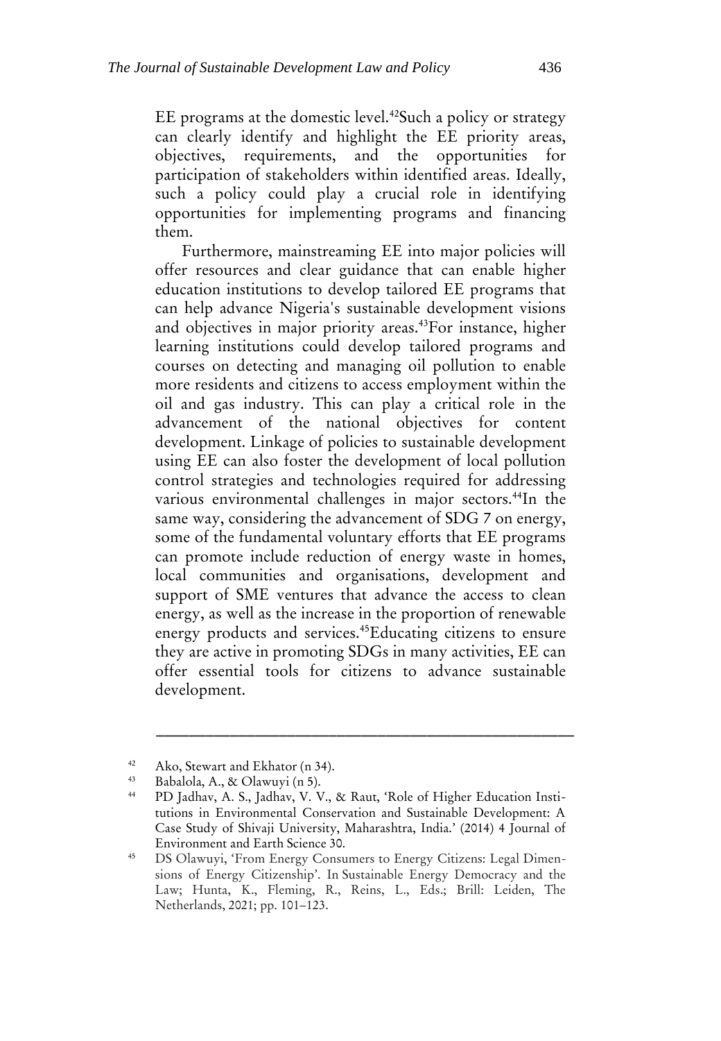EE programs at the domestic level.[42]Such a policy or strategy can clearly identify and highlight the EE priority areas, objectives, requirements, and the opportunities for participation of stakeholders within identified areas. Ideally, such a policy could play a crucial role in identifying opportunities for implementing programs and financing them.

Furthermore, mainstreaming EE into major policies will offer resources and clear guidance that can enable higher education institutions to develop tailored EE programs that can help advance Nigeria's sustainable development visions and objectives in major priority areas.[43]For instance, higher learning institutions could develop tailored programs and courses on detecting and managing oil pollution to enable more residents and citizens to access employment within the oil and gas industry. This can play a critical role in the advancement of the national objectives for content development. Linkage of policies to sustainable development using EE can also foster the development of local pollution control strategies and technologies required for addressing various environmental challenges in major sectors.[44]In the same way, considering the advancement of SDG 7 on energy, some of the fundamental voluntary efforts that EE programs can promote include reduction of energy waste in homes, local communities and organisations, development and support of SME ventures that advance the access to clean energy, as well as the increase in the proportion of renewable energy products and services.[45]Educating citizens to ensure they are active in promoting SDGs in many activities, EE can offer essential tools for citizens to advance sustainable development.

---

[42] Ako, Stewart and Ekhator (n 34).

[43] Babalola, A., & Olawuyi (n 5).

[44] PD Jadhav, A. S., Jadhav, V. V., & Raut, 'Role of Higher Education Institutions in Environmental Conservation and Sustainable Development: A Case Study of Shivaji University, Maharashtra, India.' (2014) 4 Journal of Environment and Earth Science 30.

[45] DS Olawuyi, 'From Energy Consumers to Energy Citizens: Legal Dimensions of Energy Citizenship'. In Sustainable Energy Democracy and the Law; Hunta, K., Fleming, R., Reins, L., Eds.; Brill: Leiden, The Netherlands, 2021; pp. 101–123.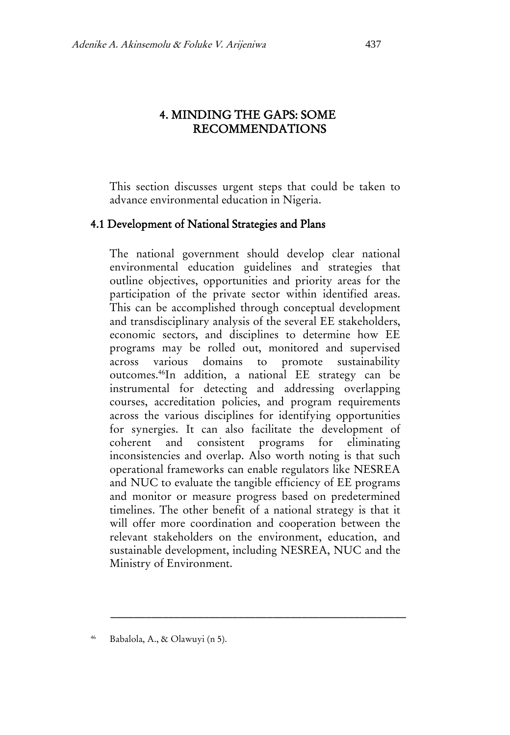## 4. MINDING THE GAPS: SOME RECOMMENDATIONS

This section discusses urgent steps that could be taken to advance environmental education in Nigeria.

### 4.1 Development of National Strategies and Plans

The national government should develop clear national environmental education guidelines and strategies that outline objectives, opportunities and priority areas for the participation of the private sector within identified areas. This can be accomplished through conceptual development and transdisciplinary analysis of the several EE stakeholders, economic sectors, and disciplines to determine how EE programs may be rolled out, monitored and supervised across various domains to promote sustainability outcomes.[46]In addition, a national EE strategy can be instrumental for detecting and addressing overlapping courses, accreditation policies, and program requirements across the various disciplines for identifying opportunities for synergies. It can also facilitate the development of coherent and consistent programs for eliminating inconsistencies and overlap. Also worth noting is that such operational frameworks can enable regulators like NESREA and NUC to evaluate the tangible efficiency of EE programs and monitor or measure progress based on predetermined timelines. The other benefit of a national strategy is that it will offer more coordination and cooperation between the relevant stakeholders on the environment, education, and sustainable development, including NESREA, NUC and the Ministry of Environment.

---

[46] Babalola, A., & Olawuyi (n 5).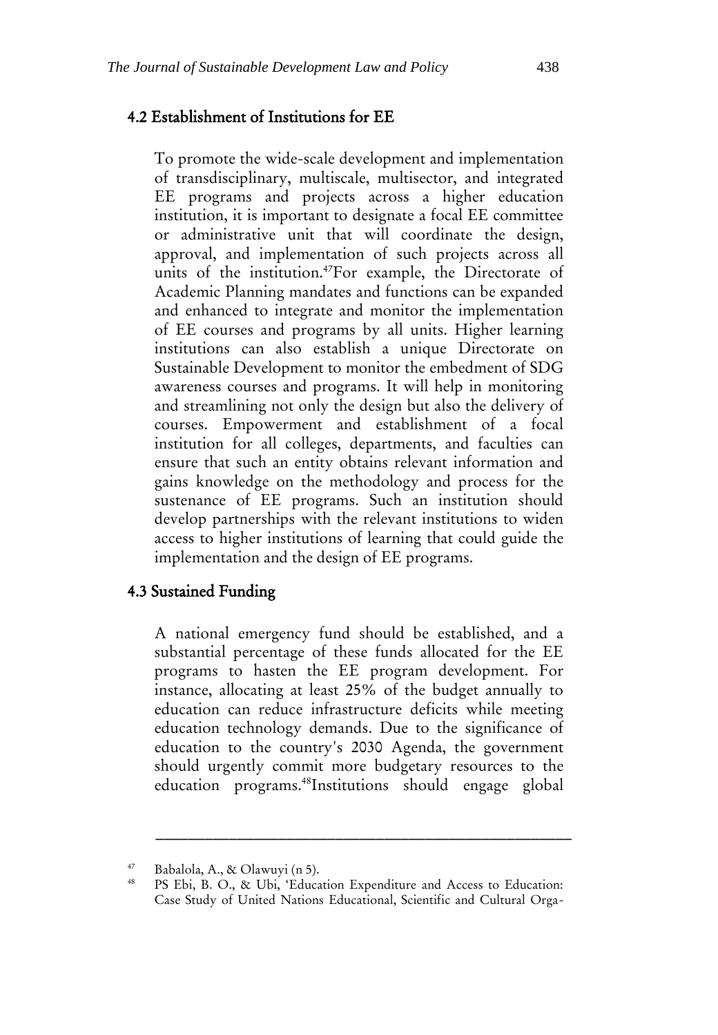## 4.2 Establishment of Institutions for EE

To promote the wide-scale development and implementation of transdisciplinary, multiscale, multisector, and integrated EE programs and projects across a higher education institution, it is important to designate a focal EE committee or administrative unit that will coordinate the design, approval, and implementation of such projects across all units of the institution.[47] For example, the Directorate of Academic Planning mandates and functions can be expanded and enhanced to integrate and monitor the implementation of EE courses and programs by all units. Higher learning institutions can also establish a unique Directorate on Sustainable Development to monitor the embedment of SDG awareness courses and programs. It will help in monitoring and streamlining not only the design but also the delivery of courses. Empowerment and establishment of a focal institution for all colleges, departments, and faculties can ensure that such an entity obtains relevant information and gains knowledge on the methodology and process for the sustenance of EE programs. Such an institution should develop partnerships with the relevant institutions to widen access to higher institutions of learning that could guide the implementation and the design of EE programs.

## 4.3 Sustained Funding

A national emergency fund should be established, and a substantial percentage of these funds allocated for the EE programs to hasten the EE program development. For instance, allocating at least 25% of the budget annually to education can reduce infrastructure deficits while meeting education technology demands. Due to the significance of education to the country's 2030 Agenda, the government should urgently commit more budgetary resources to the education programs.[48] Institutions should engage global

---

[47] Babalola, A., & Olawuyi (n 5).

[48] PS Ebi, B. O., & Ubi, 'Education Expenditure and Access to Education: Case Study of United Nations Educational, Scientific and Cultural Orga-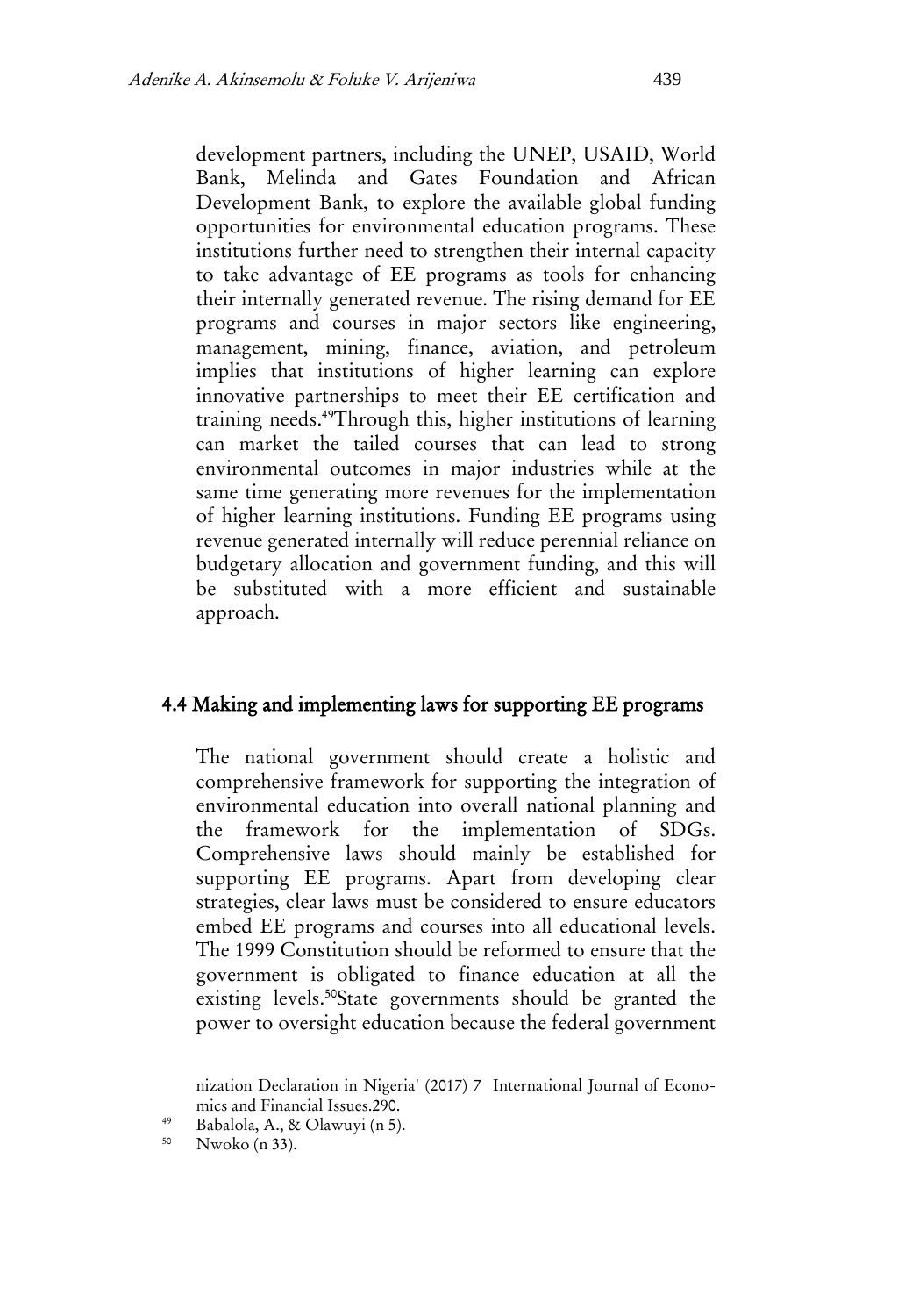development partners, including the UNEP, USAID, World Bank, Melinda and Gates Foundation and African Development Bank, to explore the available global funding opportunities for environmental education programs. These institutions further need to strengthen their internal capacity to take advantage of EE programs as tools for enhancing their internally generated revenue. The rising demand for EE programs and courses in major sectors like engineering, management, mining, finance, aviation, and petroleum implies that institutions of higher learning can explore innovative partnerships to meet their EE certification and training needs.[49]Through this, higher institutions of learning can market the tailed courses that can lead to strong environmental outcomes in major industries while at the same time generating more revenues for the implementation of higher learning institutions. Funding EE programs using revenue generated internally will reduce perennial reliance on budgetary allocation and government funding, and this will be substituted with a more efficient and sustainable approach.

### 4.4 Making and implementing laws for supporting EE programs

The national government should create a holistic and comprehensive framework for supporting the integration of environmental education into overall national planning and the framework for the implementation of SDGs. Comprehensive laws should mainly be established for supporting EE programs. Apart from developing clear strategies, clear laws must be considered to ensure educators embed EE programs and courses into all educational levels. The 1999 Constitution should be reformed to ensure that the government is obligated to finance education at all the existing levels.[50]State governments should be granted the power to oversight education because the federal government

nization Declaration in Nigeria' (2017) 7 International Journal of Economics and Financial Issues.290.

[49] Babalola, A., & Olawuyi (n 5).

[50] Nwoko (n 33).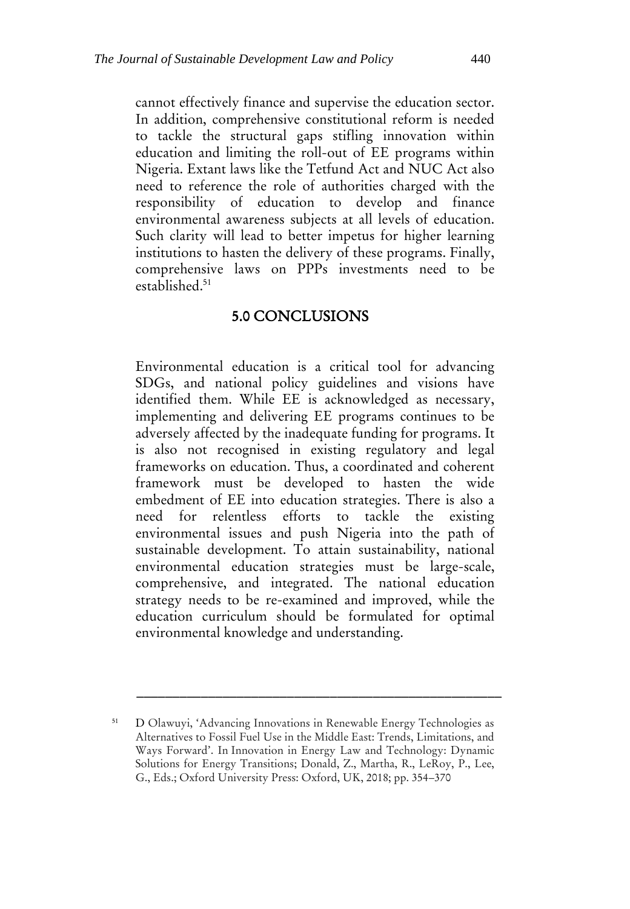cannot effectively finance and supervise the education sector. In addition, comprehensive constitutional reform is needed to tackle the structural gaps stifling innovation within education and limiting the roll-out of EE programs within Nigeria. Extant laws like the Tetfund Act and NUC Act also need to reference the role of authorities charged with the responsibility of education to develop and finance environmental awareness subjects at all levels of education. Such clarity will lead to better impetus for higher learning institutions to hasten the delivery of these programs. Finally, comprehensive laws on PPPs investments need to be established.[51]

## 5.0 CONCLUSIONS

Environmental education is a critical tool for advancing SDGs, and national policy guidelines and visions have identified them. While EE is acknowledged as necessary, implementing and delivering EE programs continues to be adversely affected by the inadequate funding for programs. It is also not recognised in existing regulatory and legal frameworks on education. Thus, a coordinated and coherent framework must be developed to hasten the wide embedment of EE into education strategies. There is also a need for relentless efforts to tackle the existing environmental issues and push Nigeria into the path of sustainable development. To attain sustainability, national environmental education strategies must be large-scale, comprehensive, and integrated. The national education strategy needs to be re-examined and improved, while the education curriculum should be formulated for optimal environmental knowledge and understanding.

---

[51] D Olawuyi, 'Advancing Innovations in Renewable Energy Technologies as Alternatives to Fossil Fuel Use in the Middle East: Trends, Limitations, and Ways Forward'. In Innovation in Energy Law and Technology: Dynamic Solutions for Energy Transitions; Donald, Z., Martha, R., LeRoy, P., Lee, G., Eds.; Oxford University Press: Oxford, UK, 2018; pp. 354–370